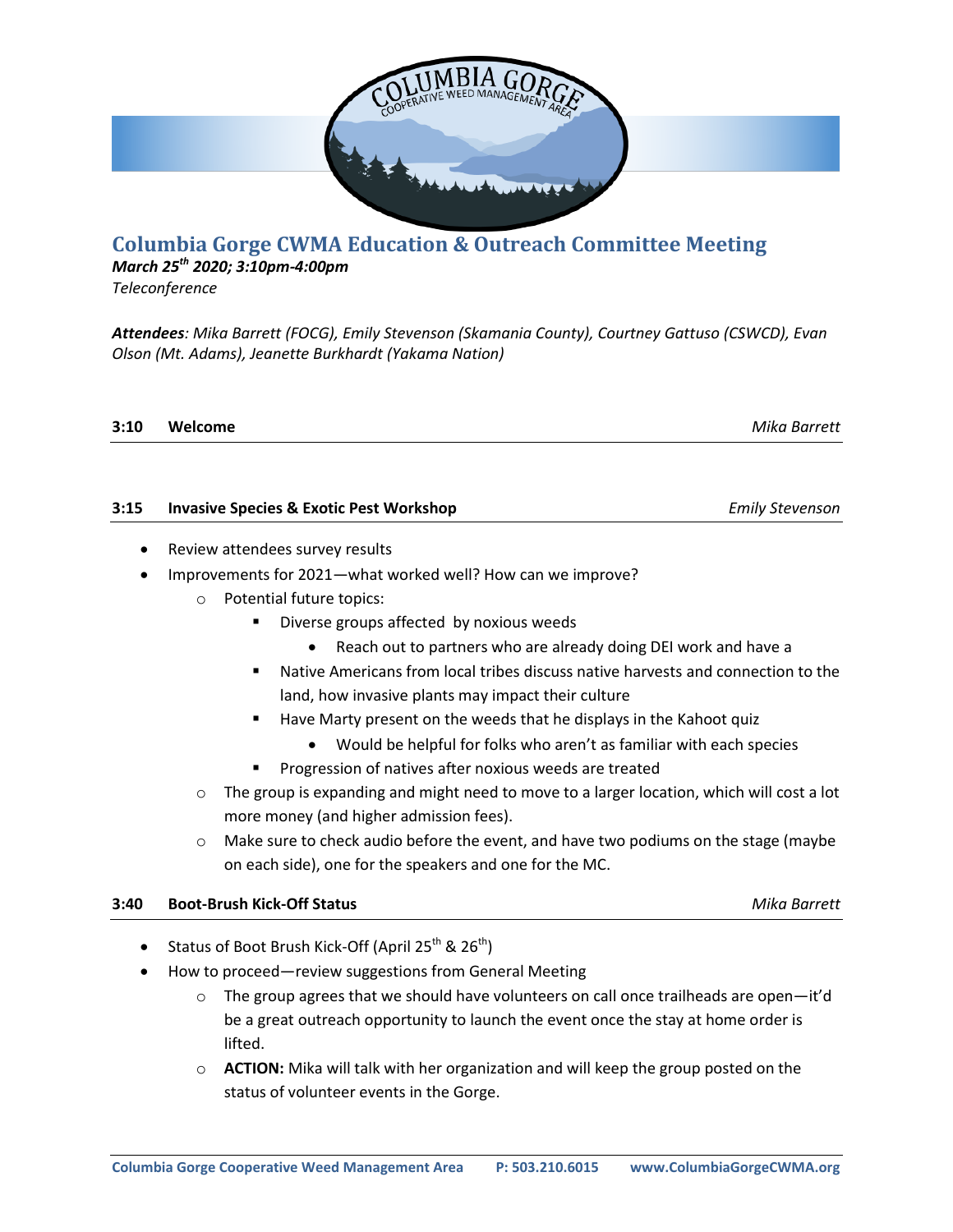// Columbia Gorge Cooperative Weed Management Area

# Columbia Gorge CWMA Education & Outreach Committee Meeting

***March 25th 2020; 3:10pm-4:00pm***

*Teleconference*

***Attendees**: Mika Barrett (FOCG), Emily Stevenson (Skamania County), Courtney Gattuso (CSWCD), Evan Olson (Mt. Adams), Jeanette Burkhardt (Yakama Nation)*

**3:10 Welcome** — *Mika Barrett*

**3:15 Invasive Species & Exotic Pest Workshop** — *Emily Stevenson*

- Review attendees survey results
- Improvements for 2021—what worked well? How can we improve?
  - Potential future topics:
    - Diverse groups affected by noxious weeds
      - Reach out to partners who are already doing DEI work and have a
    - Native Americans from local tribes discuss native harvests and connection to the land, how invasive plants may impact their culture
    - Have Marty present on the weeds that he displays in the Kahoot quiz
      - Would be helpful for folks who aren't as familiar with each species
    - Progression of natives after noxious weeds are treated
  - The group is expanding and might need to move to a larger location, which will cost a lot more money (and higher admission fees).
  - Make sure to check audio before the event, and have two podiums on the stage (maybe on each side), one for the speakers and one for the MC.

**3:40 Boot-Brush Kick-Off Status** — *Mika Barrett*

- Status of Boot Brush Kick-Off (April 25th & 26th)
- How to proceed—review suggestions from General Meeting
  - The group agrees that we should have volunteers on call once trailheads are open—it'd be a great outreach opportunity to launch the event once the stay at home order is lifted.
  - **ACTION:** Mika will talk with her organization and will keep the group posted on the status of volunteer events in the Gorge.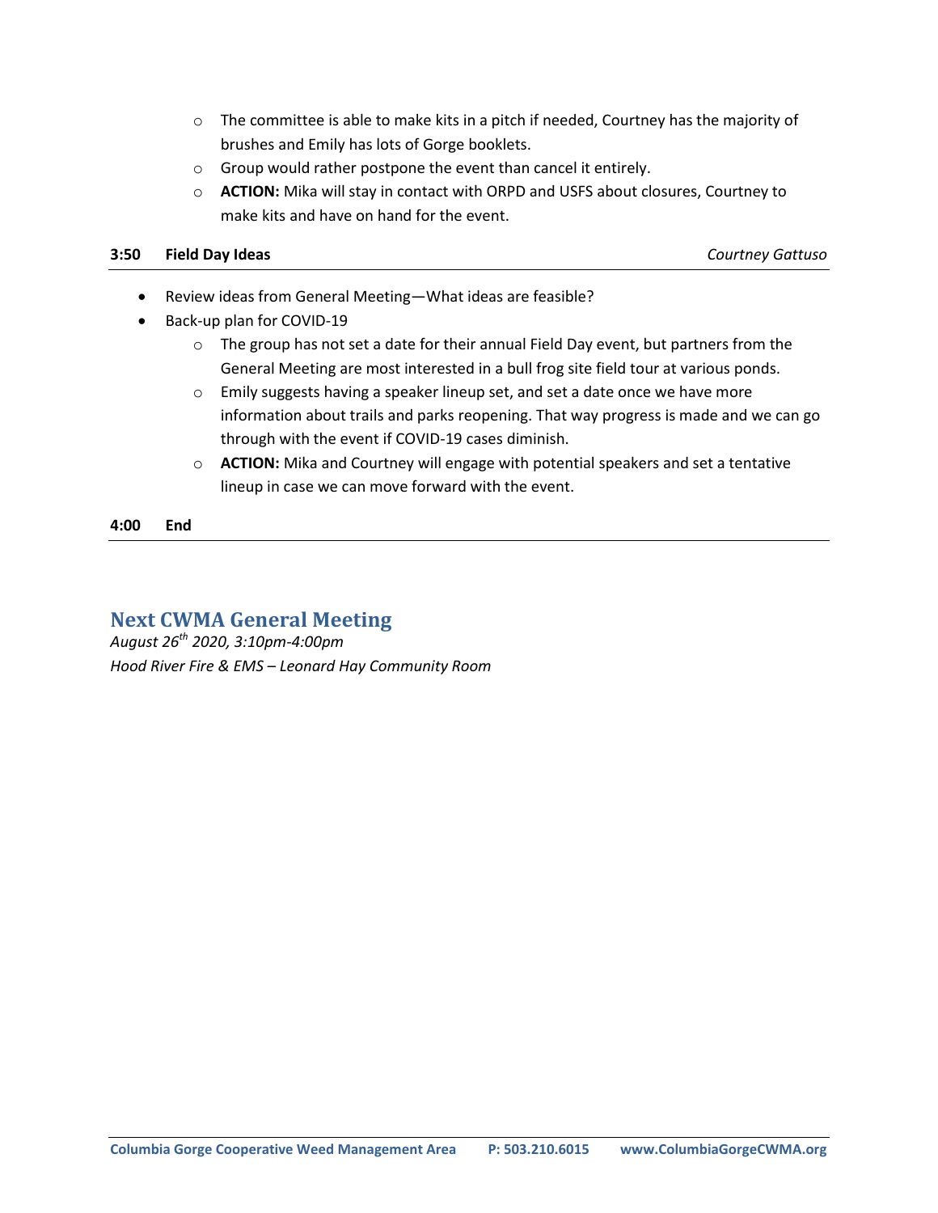- The committee is able to make kits in a pitch if needed, Courtney has the majority of brushes and Emily has lots of Gorge booklets.
    - Group would rather postpone the event than cancel it entirely.
    - **ACTION:** Mika will stay in contact with ORPD and USFS about closures, Courtney to make kits and have on hand for the event.

**3:50 Field Day Ideas** *Courtney Gattuso*

- Review ideas from General Meeting—What ideas are feasible?
- Back-up plan for COVID-19
    - The group has not set a date for their annual Field Day event, but partners from the General Meeting are most interested in a bull frog site field tour at various ponds.
    - Emily suggests having a speaker lineup set, and set a date once we have more information about trails and parks reopening. That way progress is made and we can go through with the event if COVID-19 cases diminish.
    - **ACTION:** Mika and Courtney will engage with potential speakers and set a tentative lineup in case we can move forward with the event.

**4:00 End**

## Next CWMA General Meeting

*August 26th 2020, 3:10pm-4:00pm*

*Hood River Fire & EMS – Leonard Hay Community Room*